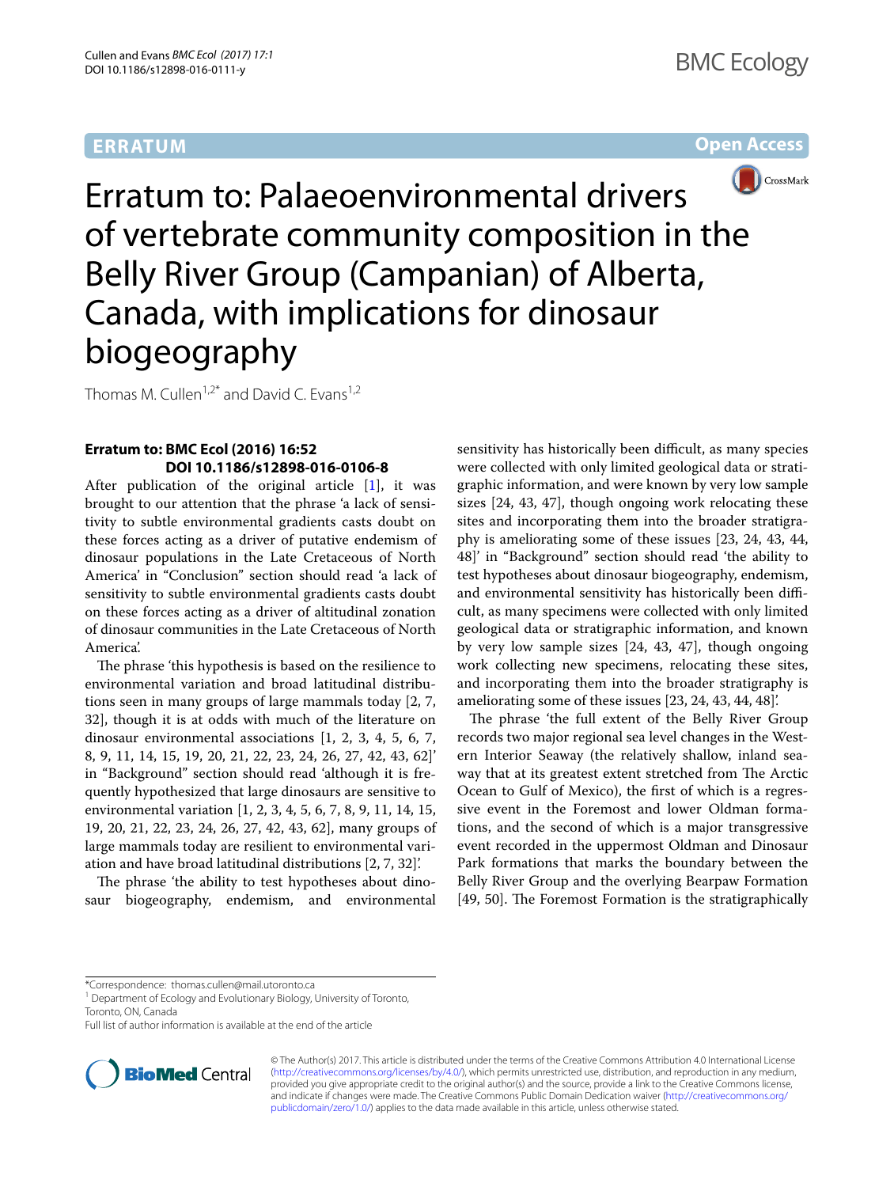**ERRATUM** **Open Access**

# Erratum to: Palaeoenvironmental drivers of vertebrate community composition in the Belly River Group (Campanian) of Alberta, Canada, with implications for dinosaur biogeography

Thomas M. Cullen[1,2*] and David C. Evans[1,2]

**Erratum to: BMC Ecol (2016) 16:52 DOI 10.1186/s12898-016-0106-8**

After publication of the original article [1], it was brought to our attention that the phrase 'a lack of sensitivity to subtle environmental gradients casts doubt on these forces acting as a driver of putative endemism of dinosaur populations in the Late Cretaceous of North America' in "Conclusion" section should read 'a lack of sensitivity to subtle environmental gradients casts doubt on these forces acting as a driver of altitudinal zonation of dinosaur communities in the Late Cretaceous of North America'.

The phrase 'this hypothesis is based on the resilience to environmental variation and broad latitudinal distributions seen in many groups of large mammals today [2, 7, 32], though it is at odds with much of the literature on dinosaur environmental associations [1, 2, 3, 4, 5, 6, 7, 8, 9, 11, 14, 15, 19, 20, 21, 22, 23, 24, 26, 27, 42, 43, 62]' in "Background" section should read 'although it is frequently hypothesized that large dinosaurs are sensitive to environmental variation [1, 2, 3, 4, 5, 6, 7, 8, 9, 11, 14, 15, 19, 20, 21, 22, 23, 24, 26, 27, 42, 43, 62], many groups of large mammals today are resilient to environmental variation and have broad latitudinal distributions [2, 7, 32]'.

The phrase 'the ability to test hypotheses about dinosaur biogeography, endemism, and environmental sensitivity has historically been difficult, as many species were collected with only limited geological data or stratigraphic information, and were known by very low sample sizes [24, 43, 47], though ongoing work relocating these sites and incorporating them into the broader stratigraphy is ameliorating some of these issues [23, 24, 43, 44, 48]' in "Background" section should read 'the ability to test hypotheses about dinosaur biogeography, endemism, and environmental sensitivity has historically been difficult, as many specimens were collected with only limited geological data or stratigraphic information, and known by very low sample sizes [24, 43, 47], though ongoing work collecting new specimens, relocating these sites, and incorporating them into the broader stratigraphy is ameliorating some of these issues [23, 24, 43, 44, 48]'.

The phrase 'the full extent of the Belly River Group records two major regional sea level changes in the Western Interior Seaway (the relatively shallow, inland seaway that at its greatest extent stretched from The Arctic Ocean to Gulf of Mexico), the first of which is a regressive event in the Foremost and lower Oldman formations, and the second of which is a major transgressive event recorded in the uppermost Oldman and Dinosaur Park formations that marks the boundary between the Belly River Group and the overlying Bearpaw Formation [49, 50]. The Foremost Formation is the stratigraphically

*Correspondence: thomas.cullen@mail.utoronto.ca
[1] Department of Ecology and Evolutionary Biology, University of Toronto, Toronto, ON, Canada
Full list of author information is available at the end of the article

© The Author(s) 2017. This article is distributed under the terms of the Creative Commons Attribution 4.0 International License (http://creativecommons.org/licenses/by/4.0/), which permits unrestricted use, distribution, and reproduction in any medium, provided you give appropriate credit to the original author(s) and the source, provide a link to the Creative Commons license, and indicate if changes were made. The Creative Commons Public Domain Dedication waiver (http://creativecommons.org/publicdomain/zero/1.0/) applies to the data made available in this article, unless otherwise stated.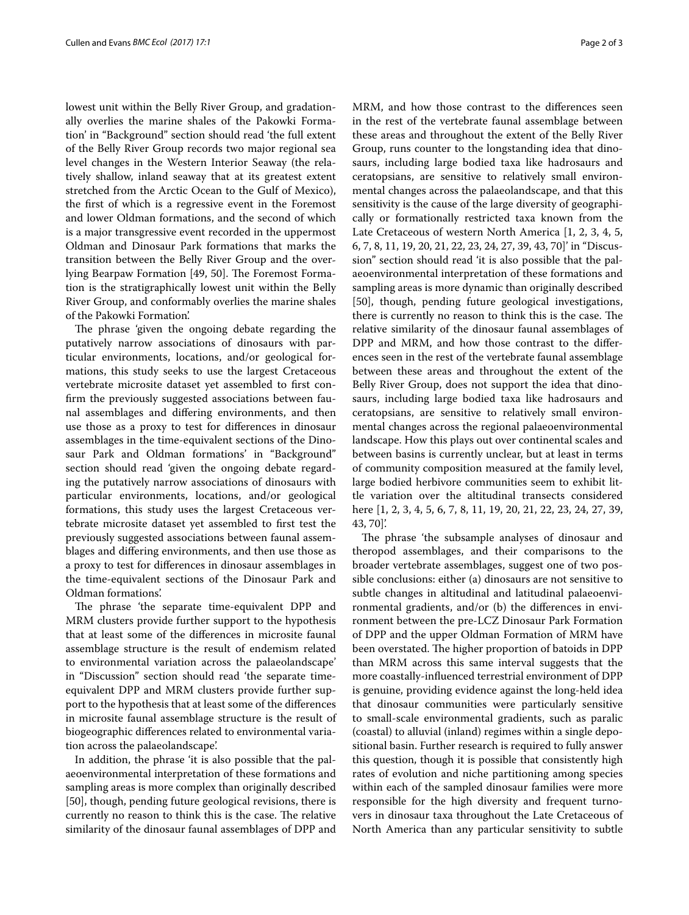lowest unit within the Belly River Group, and gradationally overlies the marine shales of the Pakowki Formation' in "Background" section should read 'the full extent of the Belly River Group records two major regional sea level changes in the Western Interior Seaway (the relatively shallow, inland seaway that at its greatest extent stretched from the Arctic Ocean to the Gulf of Mexico), the first of which is a regressive event in the Foremost and lower Oldman formations, and the second of which is a major transgressive event recorded in the uppermost Oldman and Dinosaur Park formations that marks the transition between the Belly River Group and the overlying Bearpaw Formation [49, 50]. The Foremost Formation is the stratigraphically lowest unit within the Belly River Group, and conformably overlies the marine shales of the Pakowki Formation'.

The phrase 'given the ongoing debate regarding the putatively narrow associations of dinosaurs with particular environments, locations, and/or geological formations, this study seeks to use the largest Cretaceous vertebrate microsite dataset yet assembled to first confirm the previously suggested associations between faunal assemblages and differing environments, and then use those as a proxy to test for differences in dinosaur assemblages in the time-equivalent sections of the Dinosaur Park and Oldman formations' in "Background" section should read 'given the ongoing debate regarding the putatively narrow associations of dinosaurs with particular environments, locations, and/or geological formations, this study uses the largest Cretaceous vertebrate microsite dataset yet assembled to first test the previously suggested associations between faunal assemblages and differing environments, and then use those as a proxy to test for differences in dinosaur assemblages in the time-equivalent sections of the Dinosaur Park and Oldman formations'.

The phrase 'the separate time-equivalent DPP and MRM clusters provide further support to the hypothesis that at least some of the differences in microsite faunal assemblage structure is the result of endemism related to environmental variation across the palaeolandscape' in "Discussion" section should read 'the separate time-equivalent DPP and MRM clusters provide further support to the hypothesis that at least some of the differences in microsite faunal assemblage structure is the result of biogeographic differences related to environmental variation across the palaeolandscape'.

In addition, the phrase 'it is also possible that the palaeoenvironmental interpretation of these formations and sampling areas is more complex than originally described [50], though, pending future geological revisions, there is currently no reason to think this is the case. The relative similarity of the dinosaur faunal assemblages of DPP and MRM, and how those contrast to the differences seen in the rest of the vertebrate faunal assemblage between these areas and throughout the extent of the Belly River Group, runs counter to the longstanding idea that dinosaurs, including large bodied taxa like hadrosaurs and ceratopsians, are sensitive to relatively small environmental changes across the palaeolandscape, and that this sensitivity is the cause of the large diversity of geographically or formationally restricted taxa known from the Late Cretaceous of western North America [1, 2, 3, 4, 5, 6, 7, 8, 11, 19, 20, 21, 22, 23, 24, 27, 39, 43, 70]' in "Discussion" section should read 'it is also possible that the palaeoenvironmental interpretation of these formations and sampling areas is more dynamic than originally described [50], though, pending future geological investigations, there is currently no reason to think this is the case. The relative similarity of the dinosaur faunal assemblages of DPP and MRM, and how those contrast to the differences seen in the rest of the vertebrate faunal assemblage between these areas and throughout the extent of the Belly River Group, does not support the idea that dinosaurs, including large bodied taxa like hadrosaurs and ceratopsians, are sensitive to relatively small environmental changes across the regional palaeoenvironmental landscape. How this plays out over continental scales and between basins is currently unclear, but at least in terms of community composition measured at the family level, large bodied herbivore communities seem to exhibit little variation over the altitudinal transects considered here [1, 2, 3, 4, 5, 6, 7, 8, 11, 19, 20, 21, 22, 23, 24, 27, 39, 43, 70]'.

The phrase 'the subsample analyses of dinosaur and theropod assemblages, and their comparisons to the broader vertebrate assemblages, suggest one of two possible conclusions: either (a) dinosaurs are not sensitive to subtle changes in altitudinal and latitudinal palaeoenvironmental gradients, and/or (b) the differences in environment between the pre-LCZ Dinosaur Park Formation of DPP and the upper Oldman Formation of MRM have been overstated. The higher proportion of batoids in DPP than MRM across this same interval suggests that the more coastally-influenced terrestrial environment of DPP is genuine, providing evidence against the long-held idea that dinosaur communities were particularly sensitive to small-scale environmental gradients, such as paralic (coastal) to alluvial (inland) regimes within a single depositional basin. Further research is required to fully answer this question, though it is possible that consistently high rates of evolution and niche partitioning among species within each of the sampled dinosaur families were more responsible for the high diversity and frequent turnovers in dinosaur taxa throughout the Late Cretaceous of North America than any particular sensitivity to subtle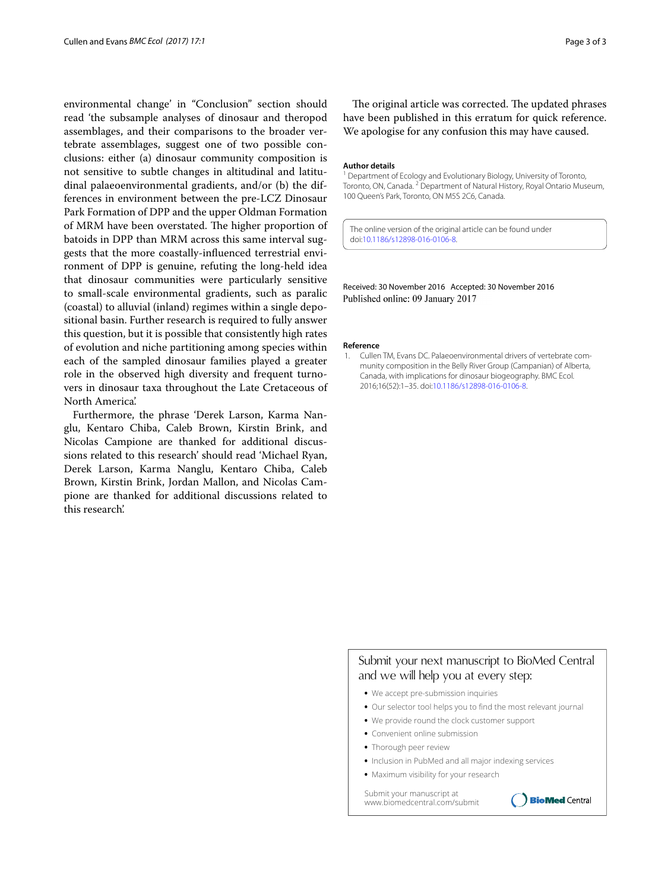environmental change' in "Conclusion" section should read 'the subsample analyses of dinosaur and theropod assemblages, and their comparisons to the broader vertebrate assemblages, suggest one of two possible conclusions: either (a) dinosaur community composition is not sensitive to subtle changes in altitudinal and latitudinal palaeoenvironmental gradients, and/or (b) the differences in environment between the pre-LCZ Dinosaur Park Formation of DPP and the upper Oldman Formation of MRM have been overstated. The higher proportion of batoids in DPP than MRM across this same interval suggests that the more coastally-influenced terrestrial environment of DPP is genuine, refuting the long-held idea that dinosaur communities were particularly sensitive to small-scale environmental gradients, such as paralic (coastal) to alluvial (inland) regimes within a single depositional basin. Further research is required to fully answer this question, but it is possible that consistently high rates of evolution and niche partitioning among species within each of the sampled dinosaur families played a greater role in the observed high diversity and frequent turnovers in dinosaur taxa throughout the Late Cretaceous of North America'.

Furthermore, the phrase 'Derek Larson, Karma Nanglu, Kentaro Chiba, Caleb Brown, Kirstin Brink, and Nicolas Campione are thanked for additional discussions related to this research' should read 'Michael Ryan, Derek Larson, Karma Nanglu, Kentaro Chiba, Caleb Brown, Kirstin Brink, Jordan Mallon, and Nicolas Campione are thanked for additional discussions related to this research'.

The original article was corrected. The updated phrases have been published in this erratum for quick reference. We apologise for any confusion this may have caused.

**Author details**

[1] Department of Ecology and Evolutionary Biology, University of Toronto, Toronto, ON, Canada. [2] Department of Natural History, Royal Ontario Museum, 100 Queen's Park, Toronto, ON M5S 2C6, Canada.

The online version of the original article can be found under doi:10.1186/s12898-016-0106-8.

Received: 30 November 2016 Accepted: 30 November 2016
Published online: 09 January 2017

**Reference**

1. Cullen TM, Evans DC. Palaeoenvironmental drivers of vertebrate community composition in the Belly River Group (Campanian) of Alberta, Canada, with implications for dinosaur biogeography. BMC Ecol. 2016;16(52):1–35. doi:10.1186/s12898-016-0106-8.

Submit your next manuscript to BioMed Central and we will help you at every step:

- We accept pre-submission inquiries
- Our selector tool helps you to find the most relevant journal
- We provide round the clock customer support
- Convenient online submission
- Thorough peer review
- Inclusion in PubMed and all major indexing services
- Maximum visibility for your research

Submit your manuscript at www.biomedcentral.com/submit

BioMed Central